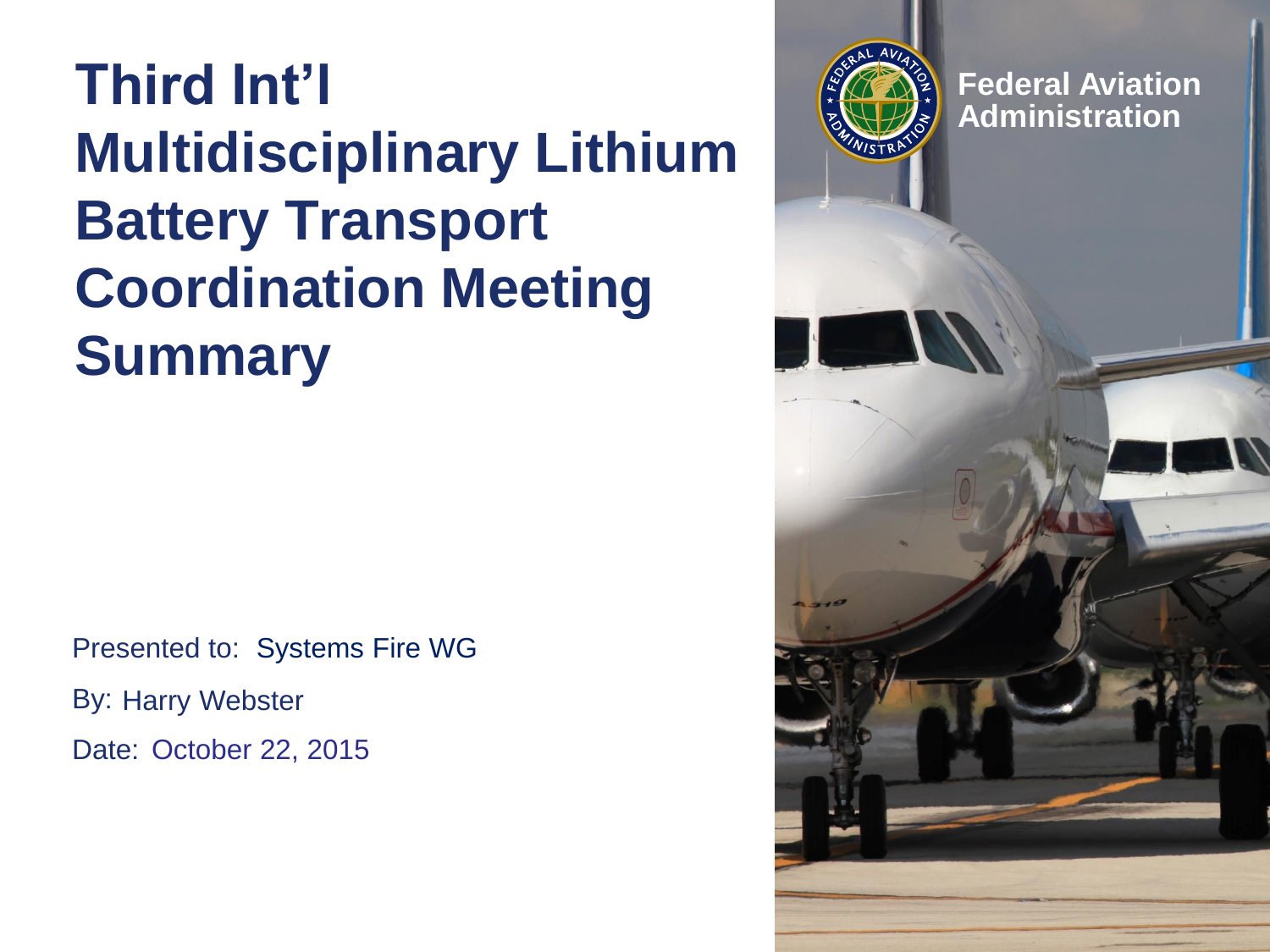# Third Int'l Multidisciplinary Lithium Battery Transport Coordination Meeting Summary

Federal Aviation Administration

Presented to: Systems Fire WG

By: Harry Webster

Date: October 22, 2015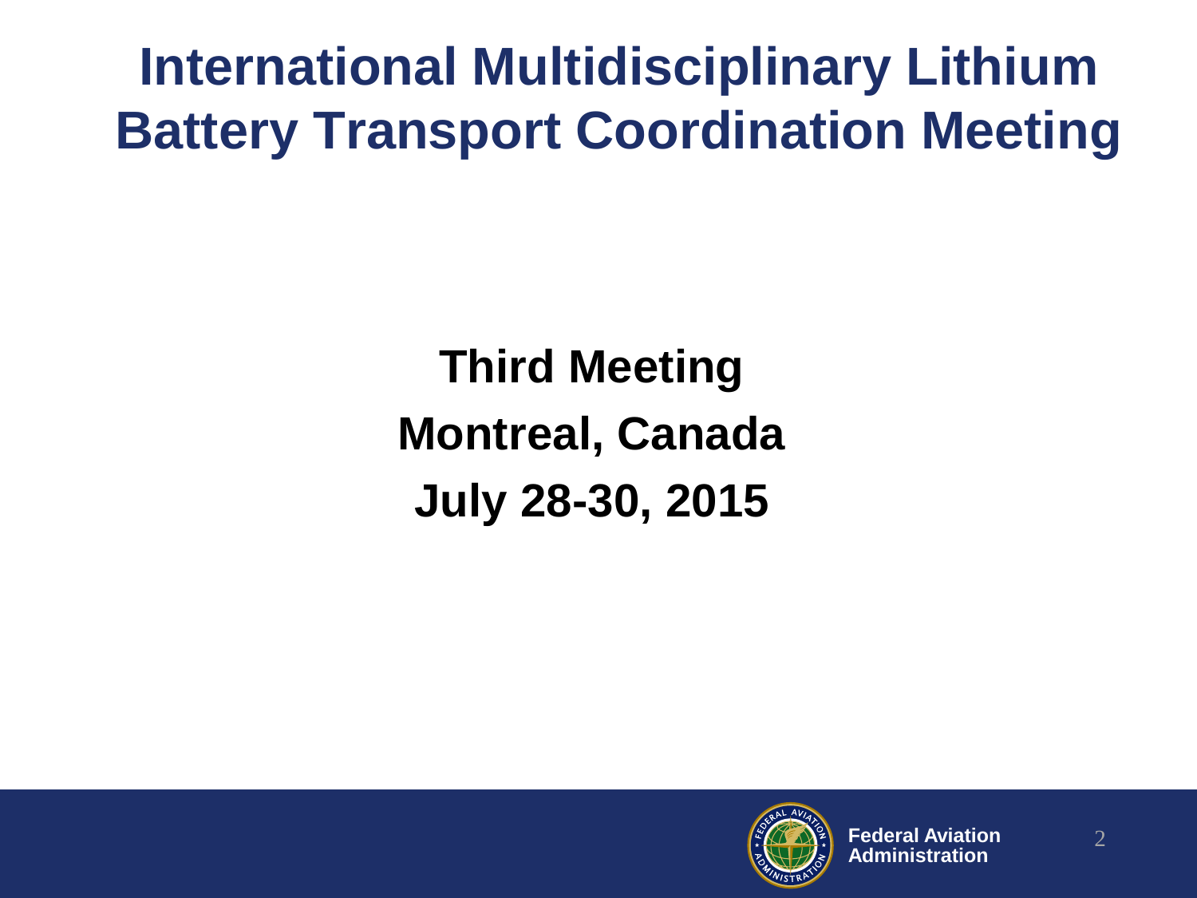# International Multidisciplinary Lithium Battery Transport Coordination Meeting

**Third Meeting**

**Montreal, Canada**

**July 28-30, 2015**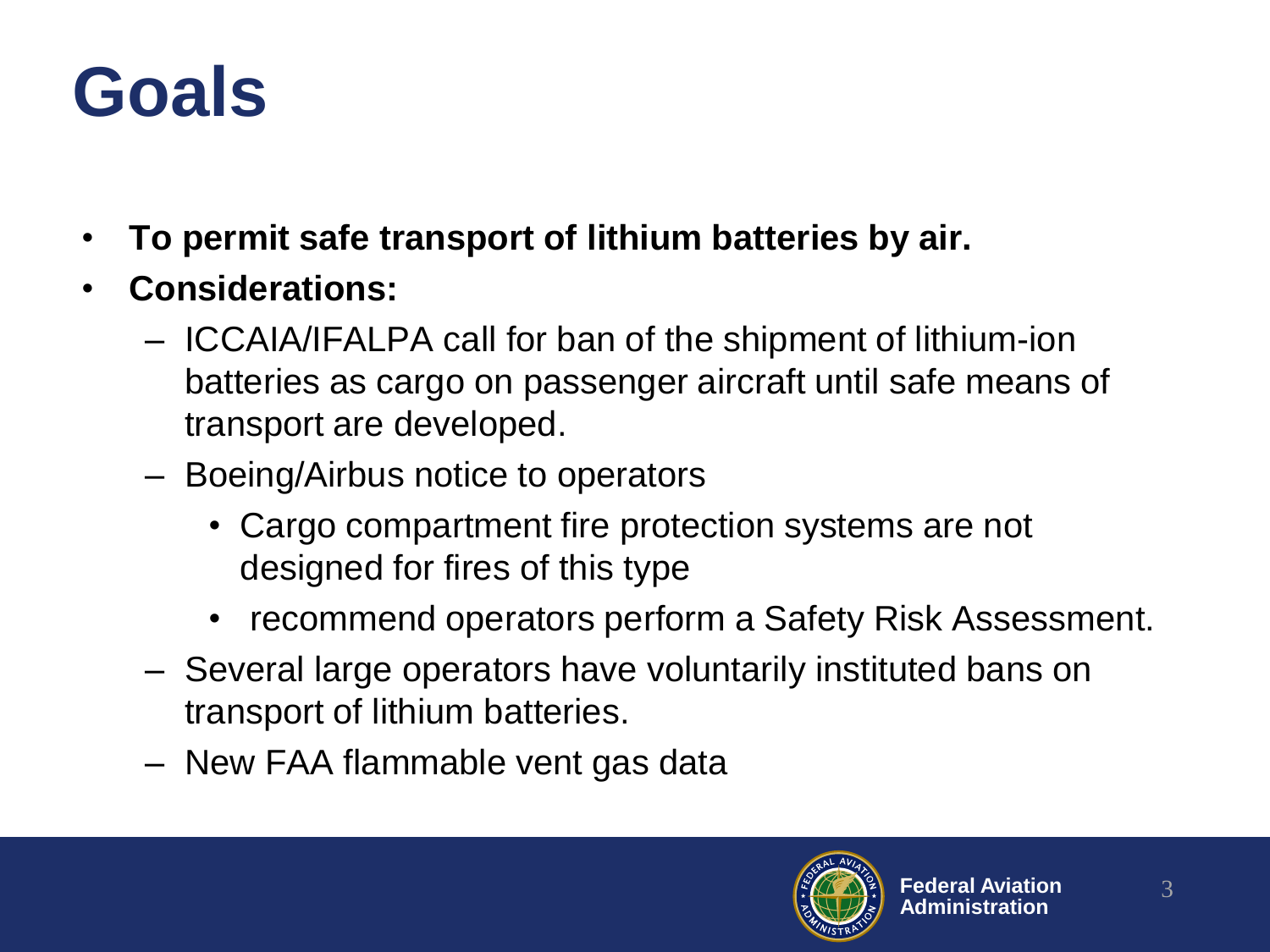# Goals

- **To permit safe transport of lithium batteries by air.**
- **Considerations:**
  - ICCAIA/IFALPA call for ban of the shipment of lithium-ion batteries as cargo on passenger aircraft until safe means of transport are developed.
  - Boeing/Airbus notice to operators
    - Cargo compartment fire protection systems are not designed for fires of this type
    - recommend operators perform a Safety Risk Assessment.
  - Several large operators have voluntarily instituted bans on transport of lithium batteries.
  - New FAA flammable vent gas data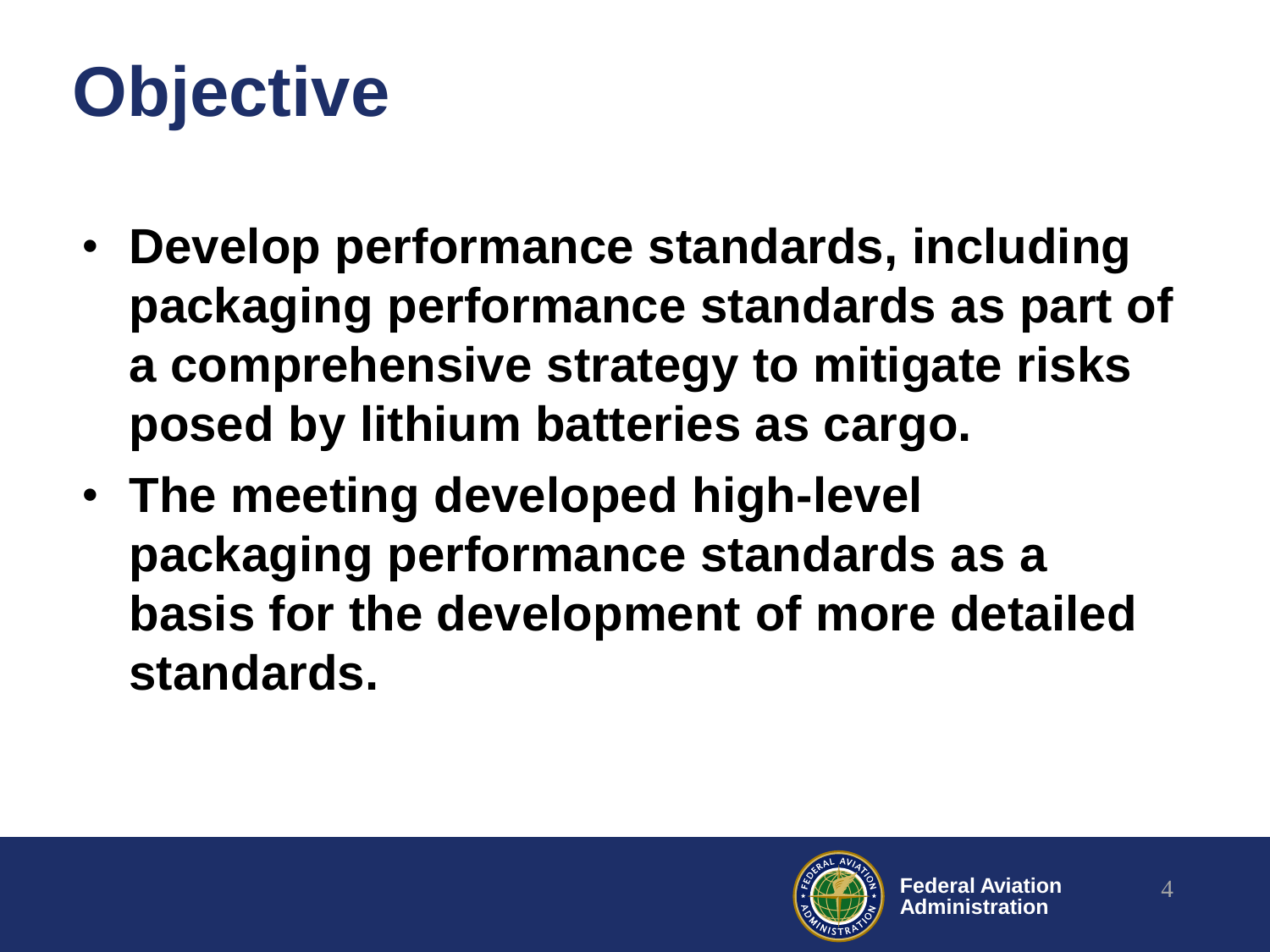# Objective

- **Develop performance standards, including packaging performance standards as part of a comprehensive strategy to mitigate risks posed by lithium batteries as cargo.**
- **The meeting developed high-level packaging performance standards as a basis for the development of more detailed standards.**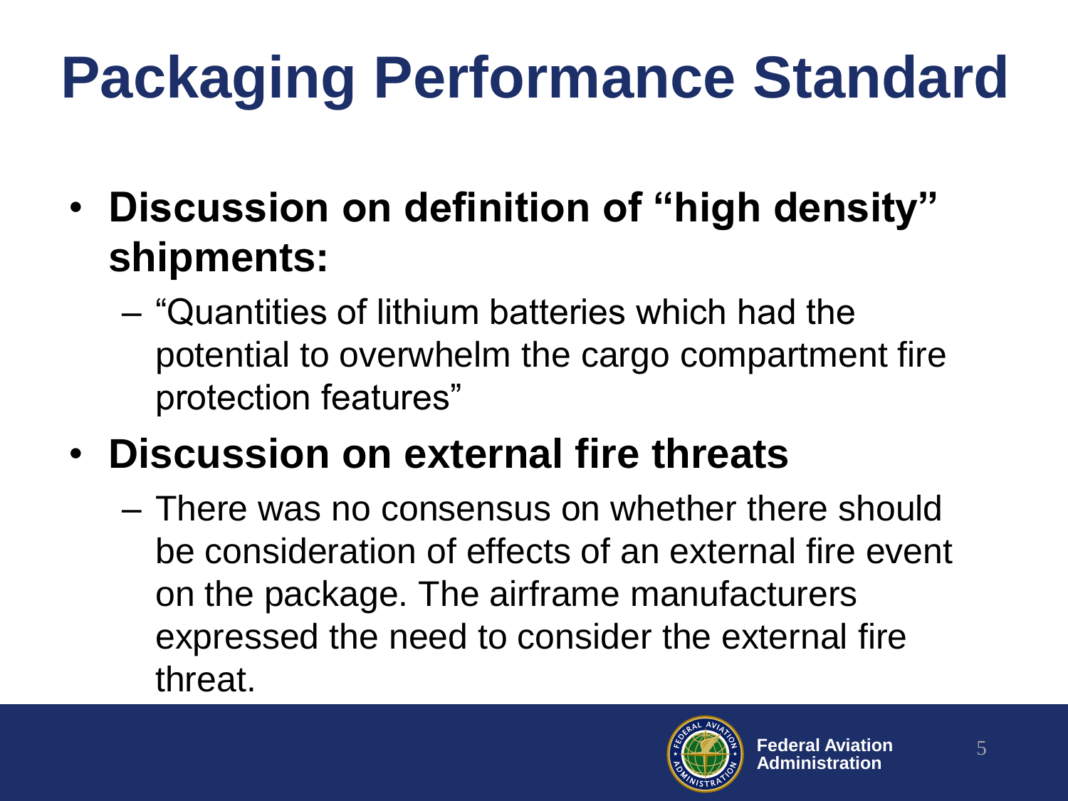# Packaging Performance Standard

- **Discussion on definition of "high density" shipments:**
  - "Quantities of lithium batteries which had the potential to overwhelm the cargo compartment fire protection features"
- **Discussion on external fire threats**
  - There was no consensus on whether there should be consideration of effects of an external fire event on the package. The airframe manufacturers expressed the need to consider the external fire threat.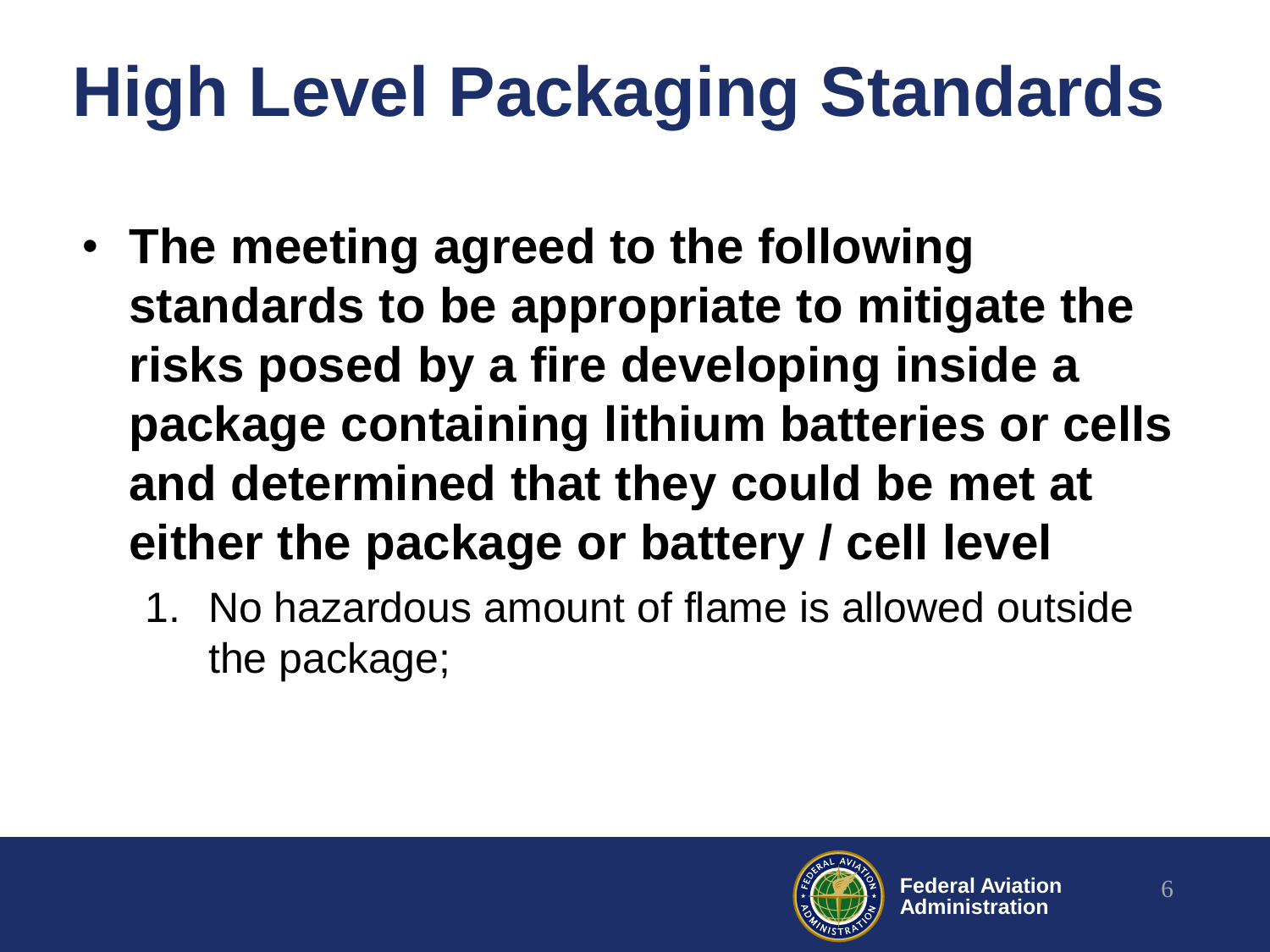# High Level Packaging Standards

- **The meeting agreed to the following standards to be appropriate to mitigate the risks posed by a fire developing inside a package containing lithium batteries or cells and determined that they could be met at either the package or battery / cell level**
  1. No hazardous amount of flame is allowed outside the package;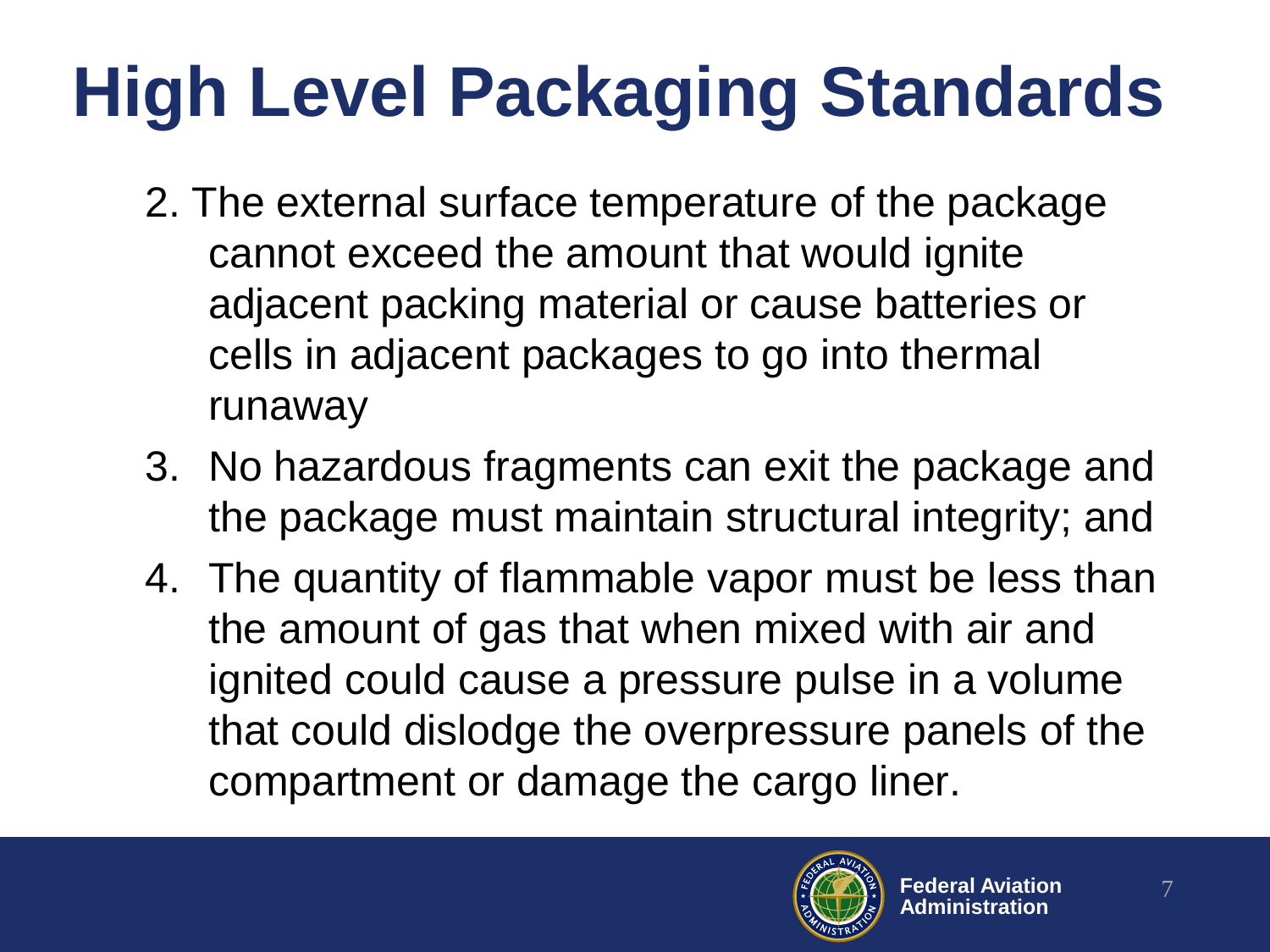# High Level Packaging Standards

2. The external surface temperature of the package cannot exceed the amount that would ignite adjacent packing material or cause batteries or cells in adjacent packages to go into thermal runaway
3. No hazardous fragments can exit the package and the package must maintain structural integrity; and
4. The quantity of flammable vapor must be less than the amount of gas that when mixed with air and ignited could cause a pressure pulse in a volume that could dislodge the overpressure panels of the compartment or damage the cargo liner.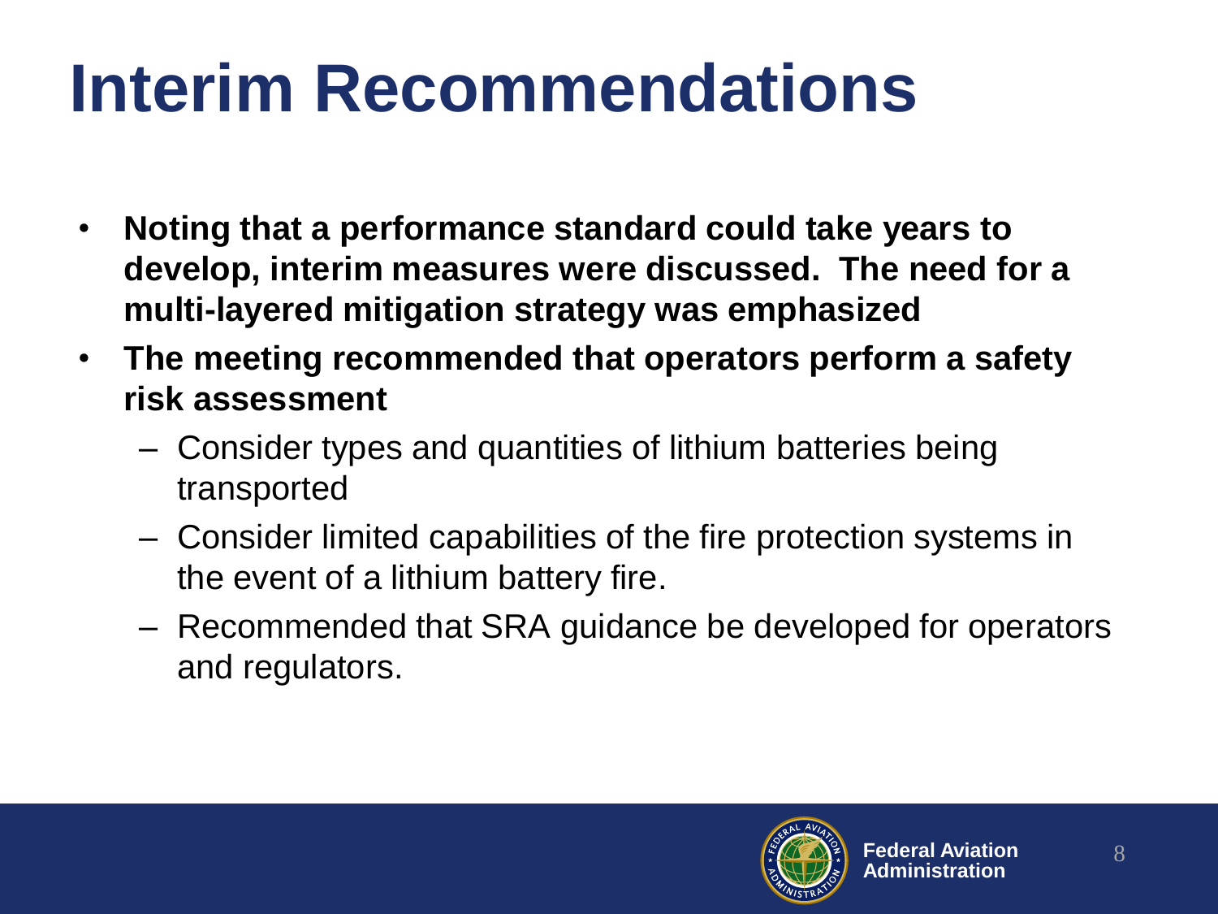# Interim Recommendations

- **Noting that a performance standard could take years to develop, interim measures were discussed. The need for a multi-layered mitigation strategy was emphasized**
- **The meeting recommended that operators perform a safety risk assessment**
  - Consider types and quantities of lithium batteries being transported
  - Consider limited capabilities of the fire protection systems in the event of a lithium battery fire.
  - Recommended that SRA guidance be developed for operators and regulators.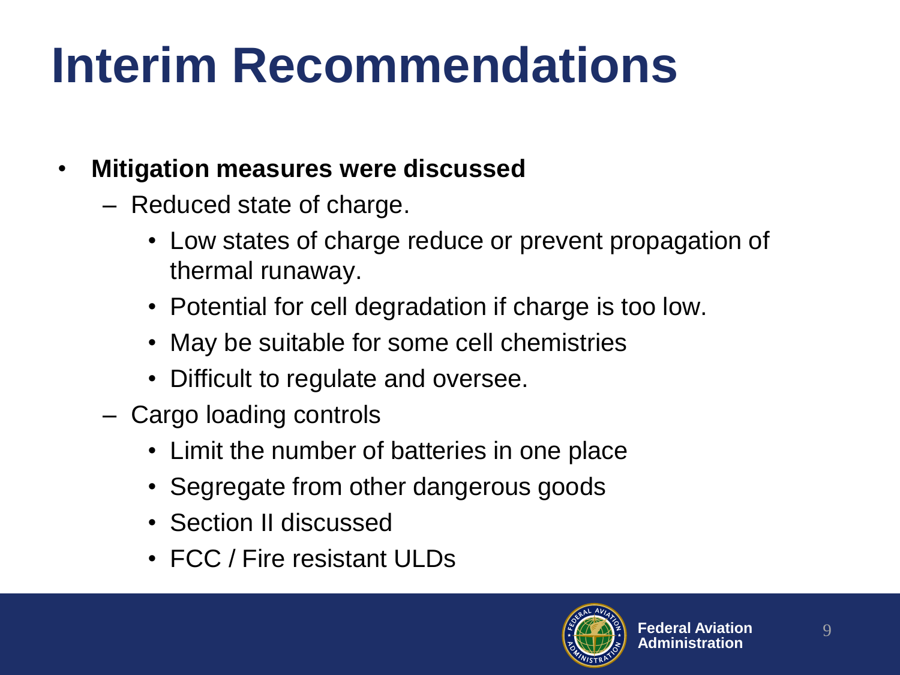# Interim Recommendations

- **Mitigation measures were discussed**
  - Reduced state of charge.
    - Low states of charge reduce or prevent propagation of thermal runaway.
    - Potential for cell degradation if charge is too low.
    - May be suitable for some cell chemistries
    - Difficult to regulate and oversee.
  - Cargo loading controls
    - Limit the number of batteries in one place
    - Segregate from other dangerous goods
    - Section II discussed
    - FCC / Fire resistant ULDs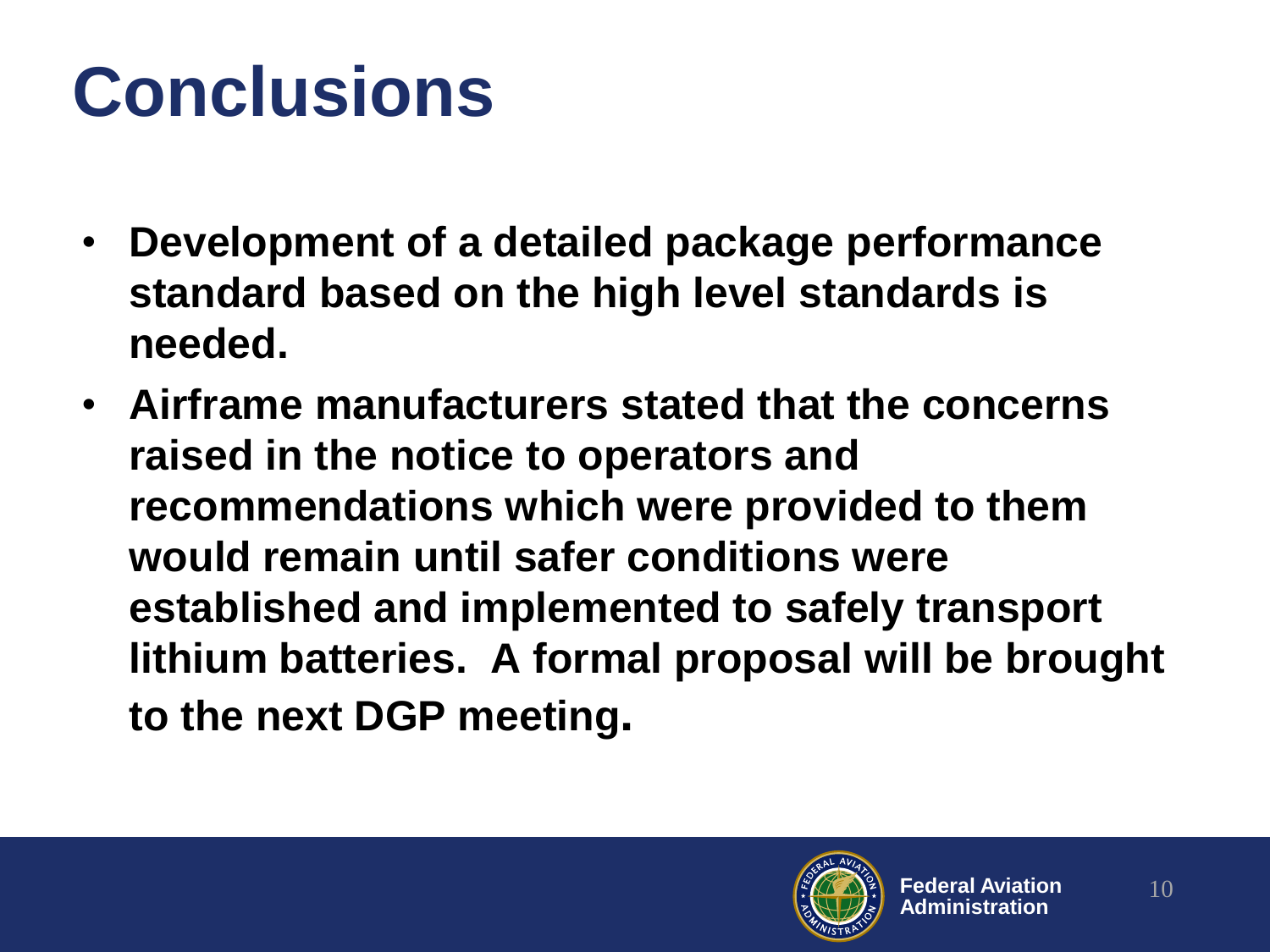# Conclusions

- **Development of a detailed package performance standard based on the high level standards is needed.**
- **Airframe manufacturers stated that the concerns raised in the notice to operators and recommendations which were provided to them would remain until safer conditions were established and implemented to safely transport lithium batteries. A formal proposal will be brought to the next DGP meeting.**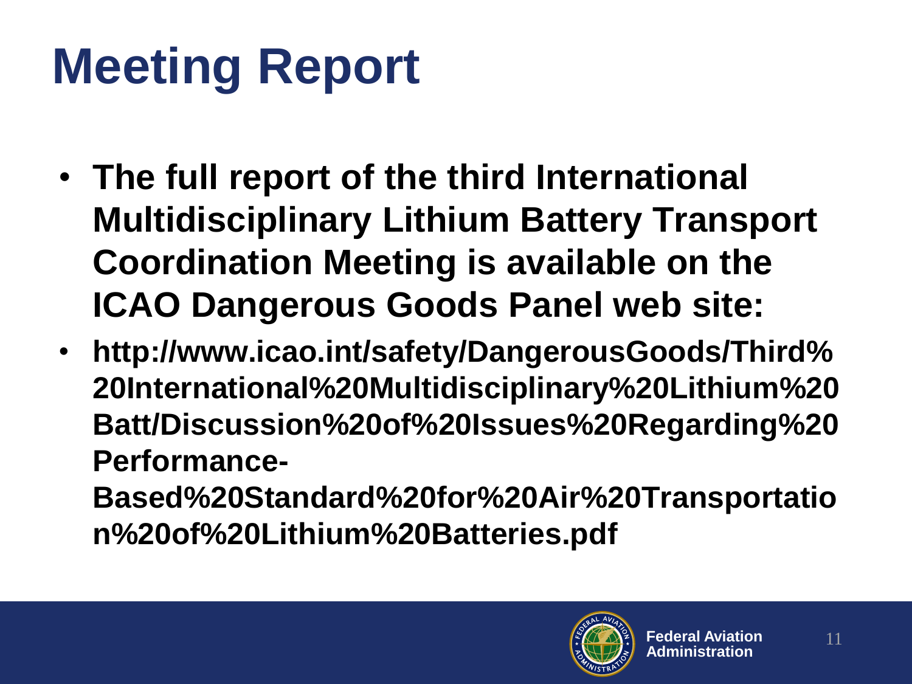# Meeting Report

- **The full report of the third International Multidisciplinary Lithium Battery Transport Coordination Meeting is available on the ICAO Dangerous Goods Panel web site:**
- **http://www.icao.int/safety/DangerousGoods/Third%20International%20Multidisciplinary%20Lithium%20Batt/Discussion%20of%20Issues%20Regarding%20Performance-Based%20Standard%20for%20Air%20Transportation%20of%20Lithium%20Batteries.pdf**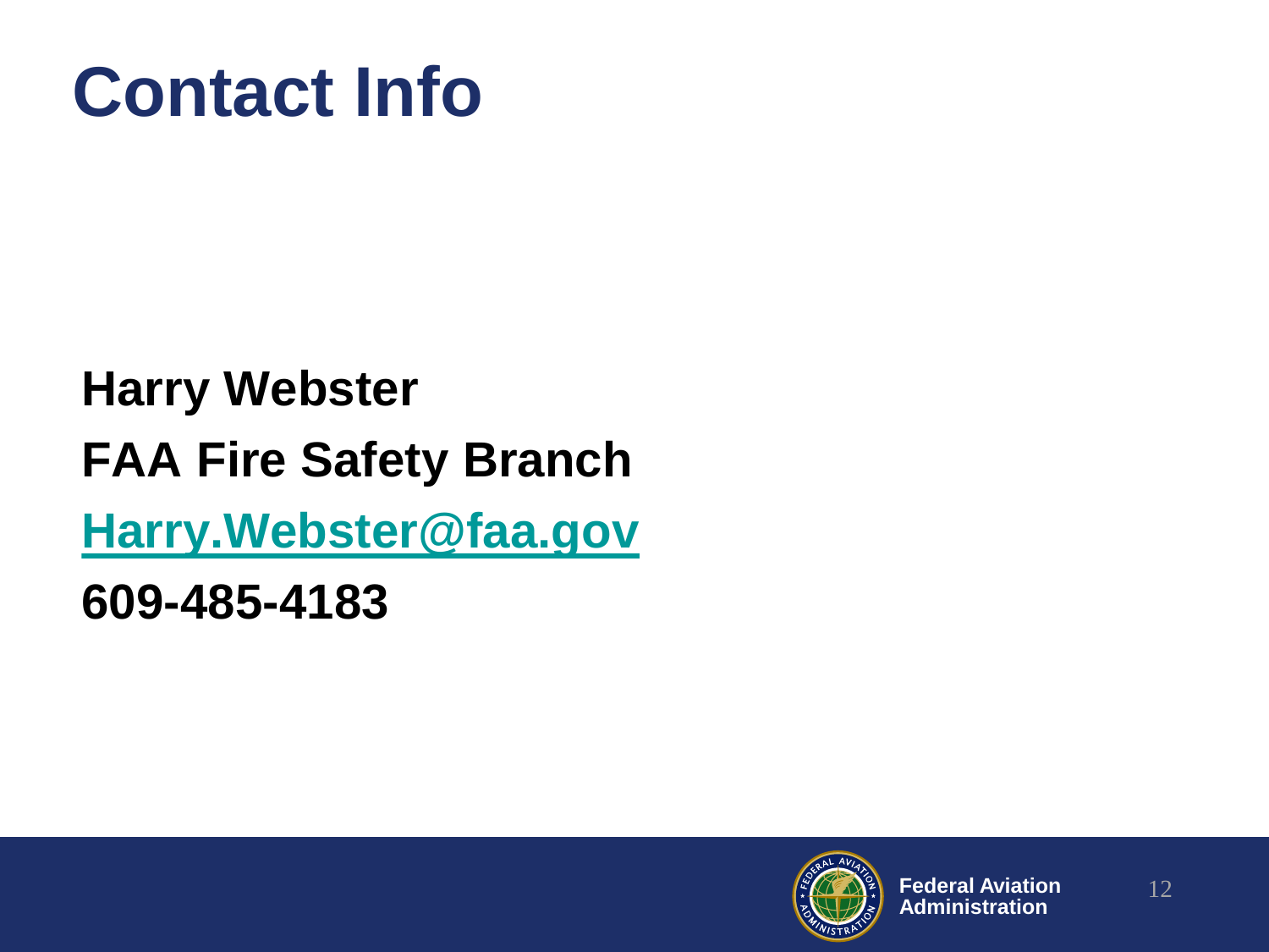# Contact Info

**Harry Webster**

**FAA Fire Safety Branch**

**[Harry.Webster@faa.gov](mailto:Harry.Webster@faa.gov)**

**609-485-4183**